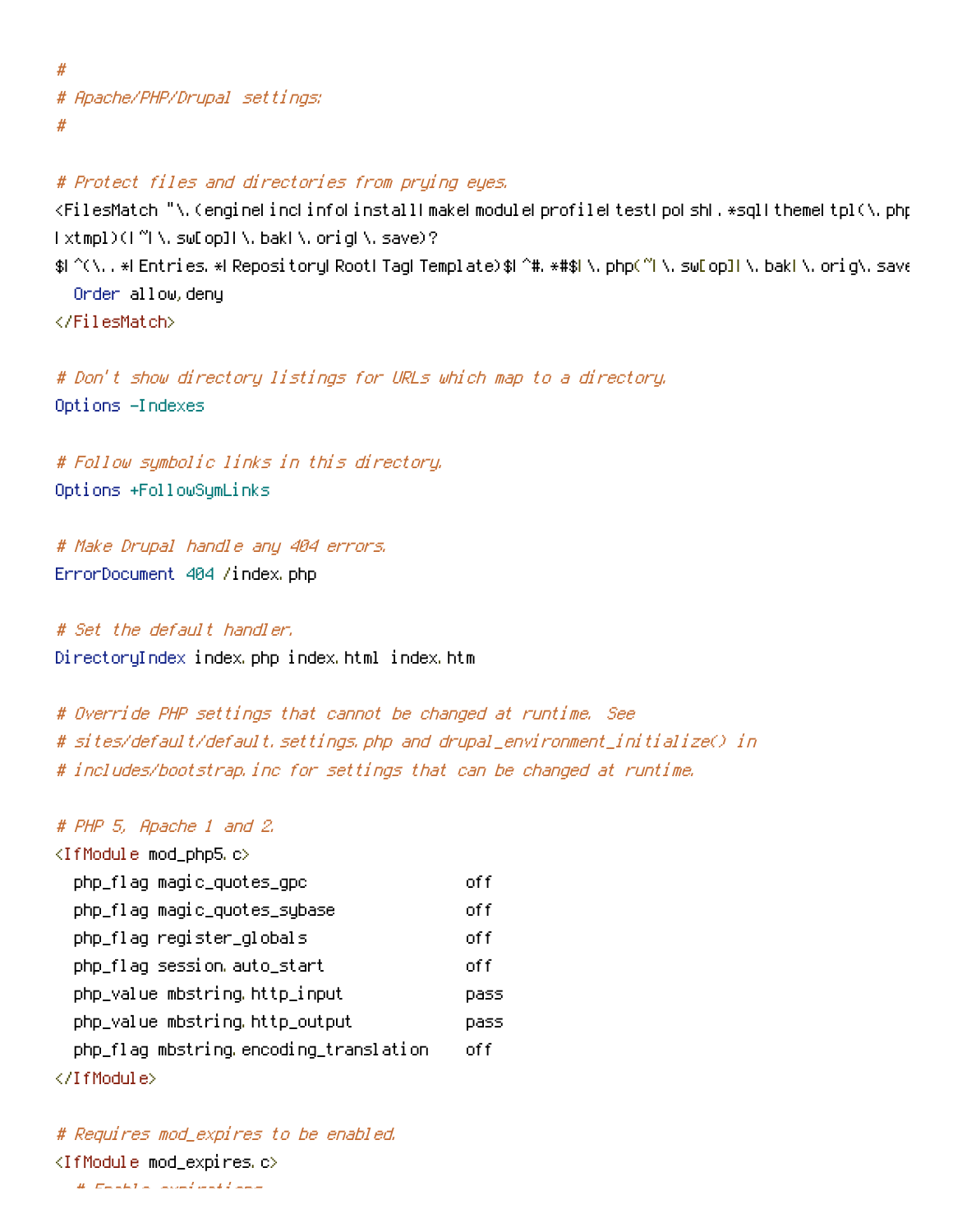```
#
# Apache/PHP/Drupal settings:
#

# Protect files and directories from prying eyes.
<FilesMatch "\.(engine|inc|info|install|make|module|profile|test|po|sh|.*sql|theme|tpl(\.php
|xtmpl)(|~|\.sw[op]|\.bak|\.orig|\.save)?
$|^(\..*|Entries.*|Repository|Root|Tag|Template)$|^#.*#$|\.php(~|\.sw[op]|\.bak|\.orig\.save
  Order allow,deny
</FilesMatch>

# Don't show directory listings for URLs which map to a directory.
Options -Indexes

# Follow symbolic links in this directory.
Options +FollowSymLinks

# Make Drupal handle any 404 errors.
ErrorDocument 404 /index.php

# Set the default handler.
DirectoryIndex index.php index.html index.htm

# Override PHP settings that cannot be changed at runtime. See
# sites/default/default.settings.php and drupal_environment_initialize() in
# includes/bootstrap.inc for settings that can be changed at runtime.

# PHP 5, Apache 1 and 2.
<IfModule mod_php5.c>
  php_flag magic_quotes_gpc                 off
  php_flag magic_quotes_sybase              off
  php_flag register_globals                 off
  php_flag session.auto_start               off
  php_value mbstring.http_input             pass
  php_value mbstring.http_output            pass
  php_flag mbstring.encoding_translation    off
</IfModule>

# Requires mod_expires to be enabled.
<IfModule mod_expires.c>
```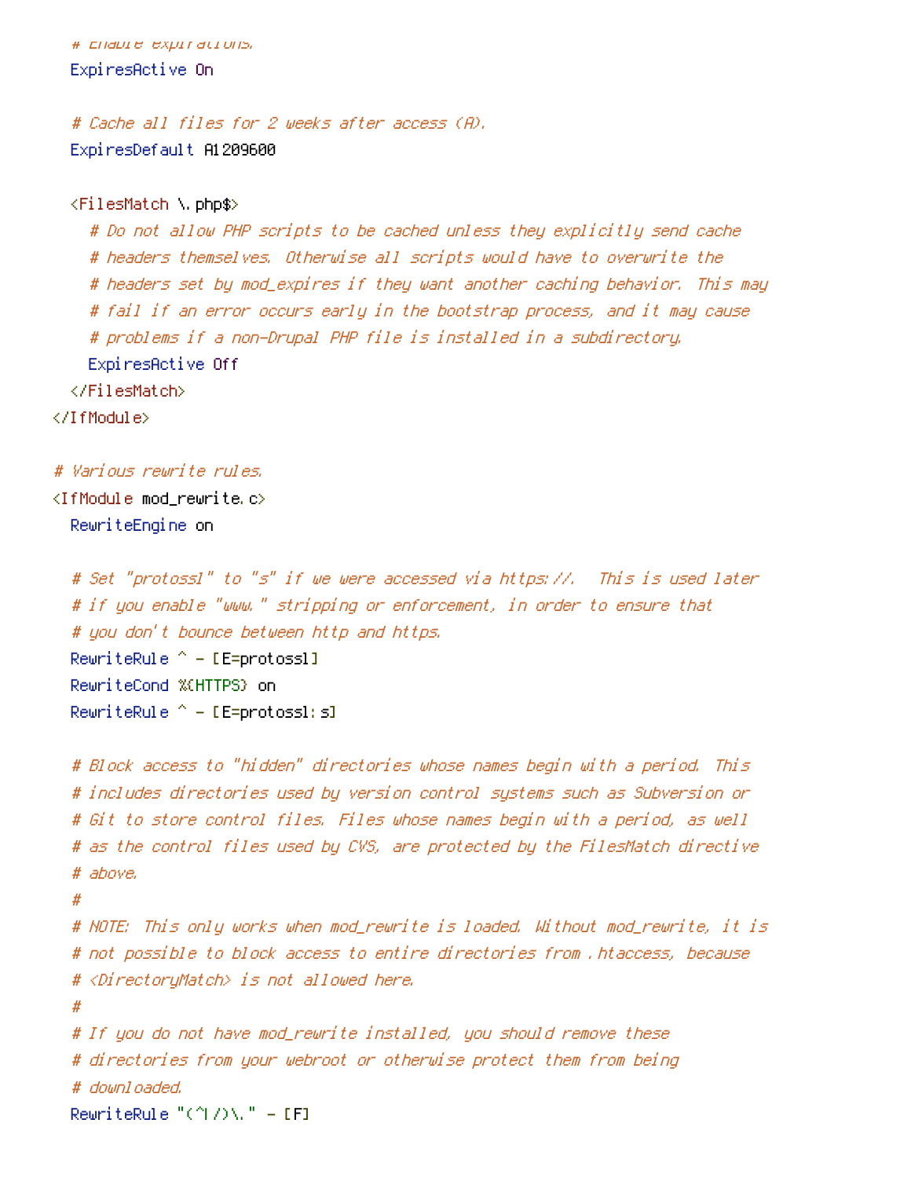```
  # Enable expirations.
  ExpiresActive On

  # Cache all files for 2 weeks after access (A).
  ExpiresDefault A1209600

  <FilesMatch \.php$>
    # Do not allow PHP scripts to be cached unless they explicitly send cache
    # headers themselves. Otherwise all scripts would have to overwrite the
    # headers set by mod_expires if they want another caching behavior. This may
    # fail if an error occurs early in the bootstrap process, and it may cause
    # problems if a non-Drupal PHP file is installed in a subdirectory.
    ExpiresActive Off
  </FilesMatch>
</IfModule>

# Various rewrite rules.
<IfModule mod_rewrite.c>
  RewriteEngine on

  # Set "protossl" to "s" if we were accessed via https://.  This is used later
  # if you enable "www." stripping or enforcement, in order to ensure that
  # you don't bounce between http and https.
  RewriteRule ^ - [E=protossl]
  RewriteCond %{HTTPS} on
  RewriteRule ^ - [E=protossl:s]

  # Block access to "hidden" directories whose names begin with a period. This
  # includes directories used by version control systems such as Subversion or
  # Git to store control files. Files whose names begin with a period, as well
  # as the control files used by CVS, are protected by the FilesMatch directive
  # above.
  #
  # NOTE: This only works when mod_rewrite is loaded. Without mod_rewrite, it is
  # not possible to block access to entire directories from .htaccess, because
  # <DirectoryMatch> is not allowed here.
  #
  # If you do not have mod_rewrite installed, you should remove these
  # directories from your webroot or otherwise protect them from being
  # downloaded.
  RewriteRule "(^|/)\." - [F]
```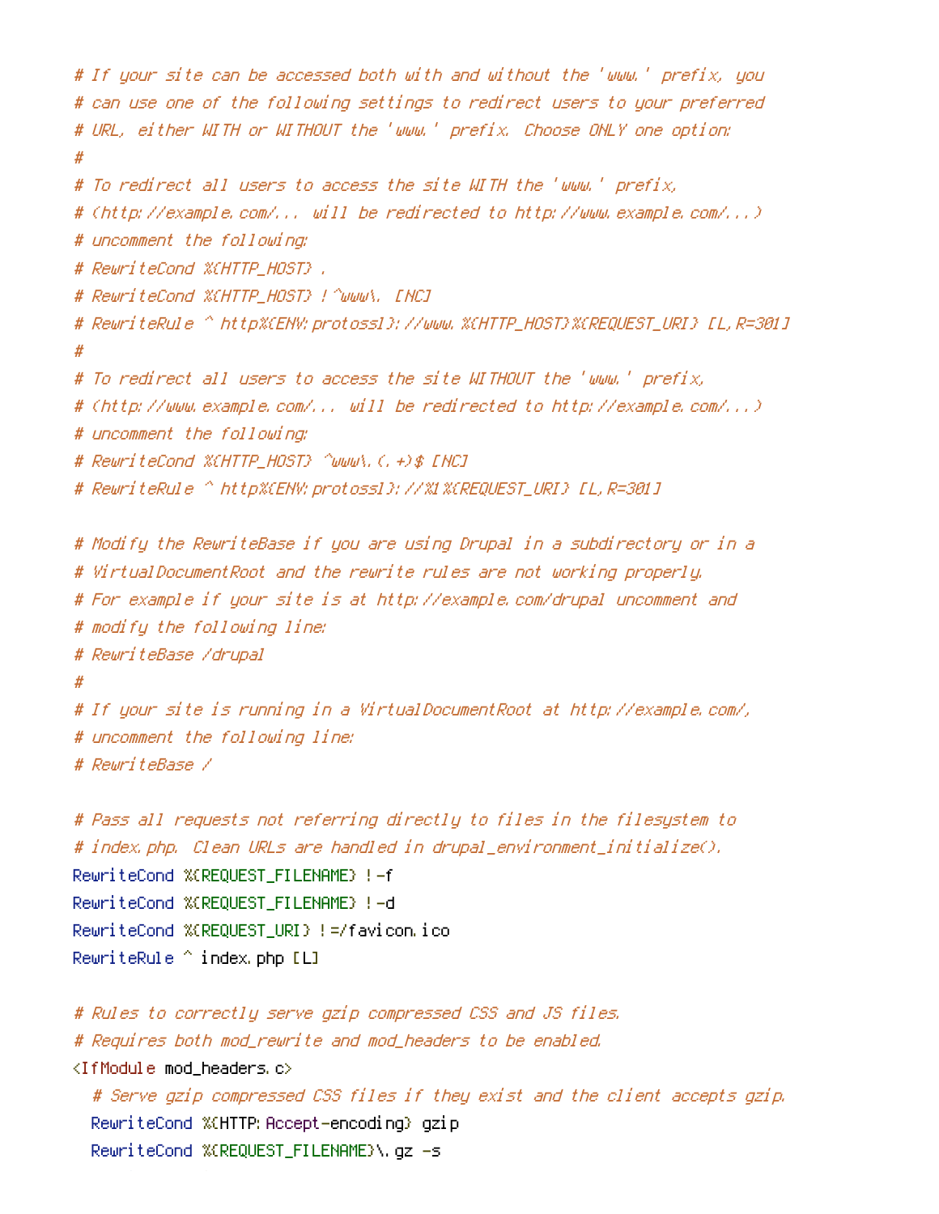```
# If your site can be accessed both with and without the 'www.' prefix, you
# can use one of the following settings to redirect users to your preferred
# URL, either WITH or WITHOUT the 'www.' prefix. Choose ONLY one option:
#
# To redirect all users to access the site WITH the 'www.' prefix,
# (http://example.com/... will be redirected to http://www.example.com/...)
# uncomment the following:
# RewriteCond %{HTTP_HOST} .
# RewriteCond %{HTTP_HOST} !^www\. [NC]
# RewriteRule ^ http%{ENV:protossl}://www.%{HTTP_HOST}%{REQUEST_URI} [L,R=301]
#
# To redirect all users to access the site WITHOUT the 'www.' prefix,
# (http://www.example.com/... will be redirected to http://example.com/...)
# uncomment the following:
# RewriteCond %{HTTP_HOST} ^www\.(.+)$ [NC]
# RewriteRule ^ http%{ENV:protossl}://%1%{REQUEST_URI} [L,R=301]

# Modify the RewriteBase if you are using Drupal in a subdirectory or in a
# VirtualDocumentRoot and the rewrite rules are not working properly.
# For example if your site is at http://example.com/drupal uncomment and
# modify the following line:
# RewriteBase /drupal
#
# If your site is running in a VirtualDocumentRoot at http://example.com/,
# uncomment the following line:
# RewriteBase /

# Pass all requests not referring directly to files in the filesystem to
# index.php. Clean URLs are handled in drupal_environment_initialize().
RewriteCond %{REQUEST_FILENAME} !-f
RewriteCond %{REQUEST_FILENAME} !-d
RewriteCond %{REQUEST_URI} !=/favicon.ico
RewriteRule ^ index.php [L]

# Rules to correctly serve gzip compressed CSS and JS files.
# Requires both mod_rewrite and mod_headers to be enabled.
<IfModule mod_headers.c>
  # Serve gzip compressed CSS files if they exist and the client accepts gzip.
  RewriteCond %{HTTP:Accept-encoding} gzip
  RewriteCond %{REQUEST_FILENAME}\.gz -s
```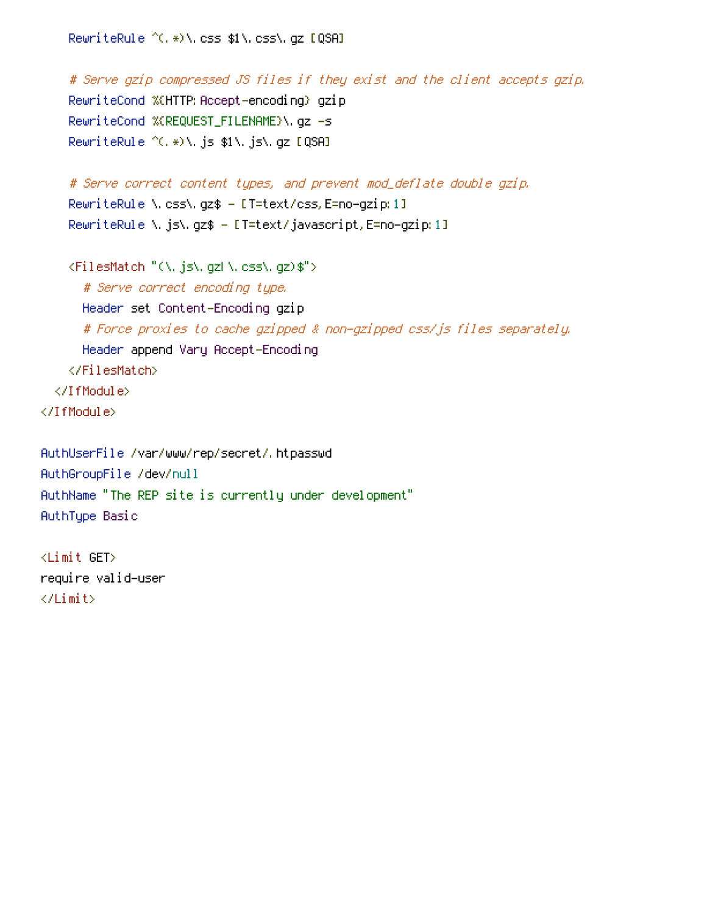```
    RewriteRule ^(.*)\.css $1\.css\.gz [QSA]

    # Serve gzip compressed JS files if they exist and the client accepts gzip.
    RewriteCond %{HTTP:Accept-encoding} gzip
    RewriteCond %{REQUEST_FILENAME}\.gz -s
    RewriteRule ^(.*)\.js $1\.js\.gz [QSA]

    # Serve correct content types, and prevent mod_deflate double gzip.
    RewriteRule \.css\.gz$ - [T=text/css,E=no-gzip:1]
    RewriteRule \.js\.gz$ - [T=text/javascript,E=no-gzip:1]

    <FilesMatch "(\.js\.gz|\.css\.gz)$">
      # Serve correct encoding type.
      Header set Content-Encoding gzip
      # Force proxies to cache gzipped & non-gzipped css/js files separately.
      Header append Vary Accept-Encoding
    </FilesMatch>
  </IfModule>
</IfModule>

AuthUserFile /var/www/rep/secret/.htpasswd
AuthGroupFile /dev/null
AuthName "The REP site is currently under development"
AuthType Basic

<Limit GET>
require valid-user
</Limit>
```